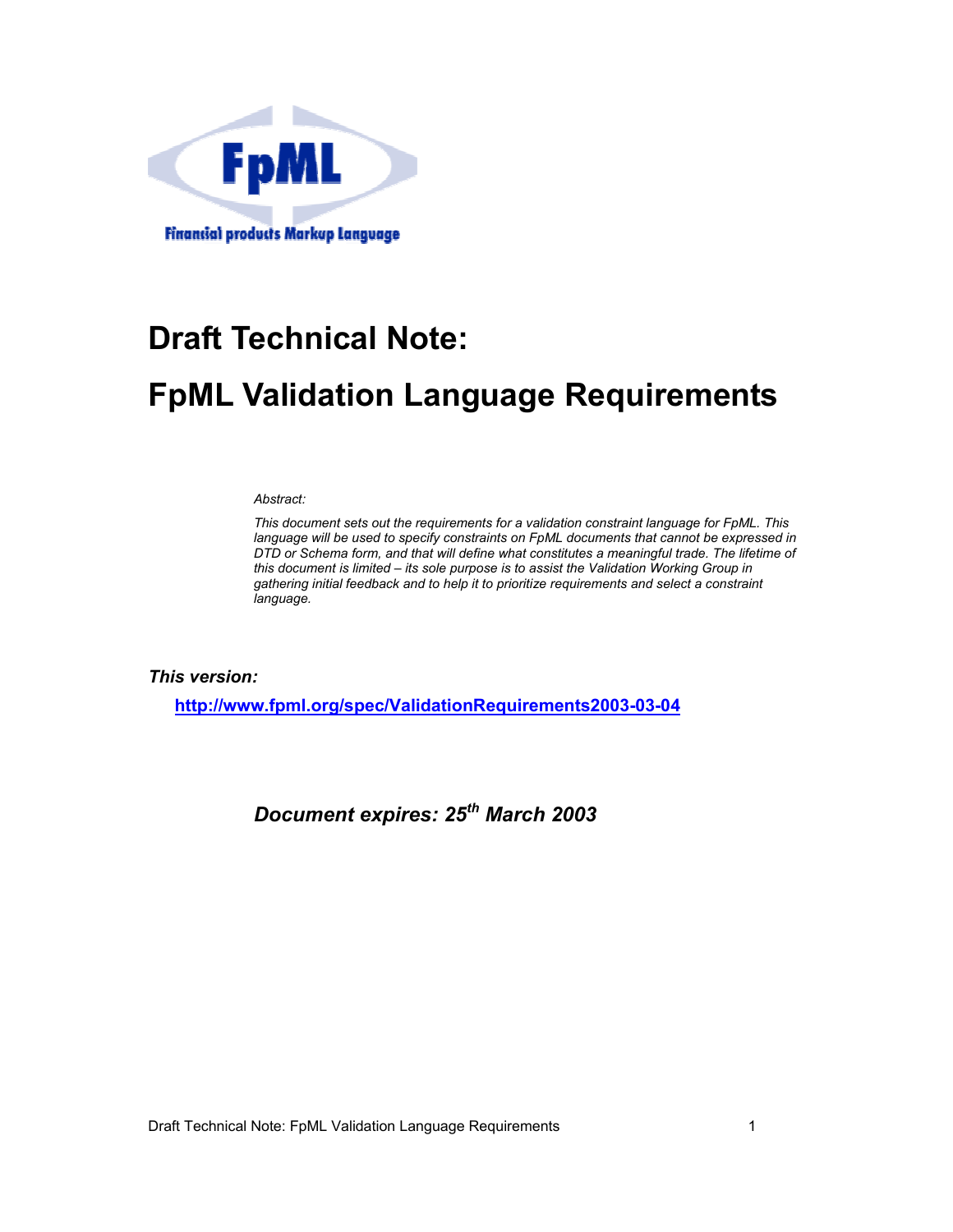# Draft Technical Note:

# FpML Validation Language Requirements

*Abstract:*

*This document sets out the requirements for a validation constraint language for FpML. This language will be used to specify constraints on FpML documents that cannot be expressed in DTD or Schema form, and that will define what constitutes a meaningful trade. The lifetime of this document is limited – its sole purpose is to assist the Validation Working Group in gathering initial feedback and to help it to prioritize requirements and select a constraint language.*

***This version:***

**http://www.fpml.org/spec/ValidationRequirements2003-03-04**

***Document expires: 25th March 2003***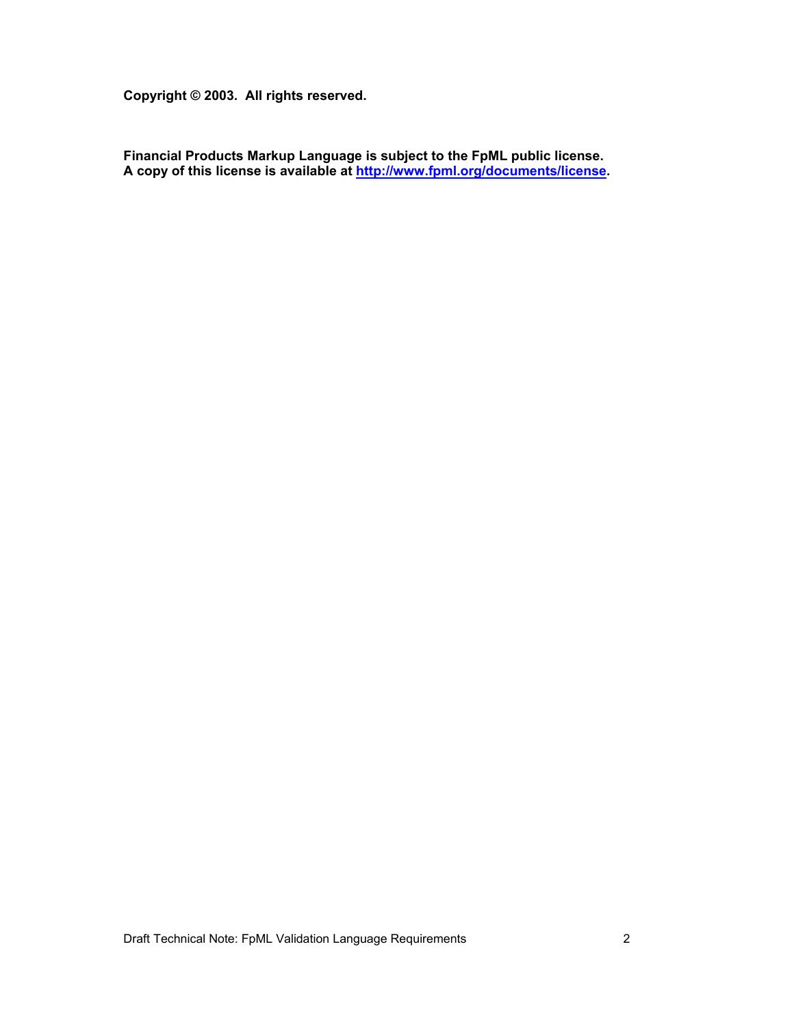**Copyright © 2003. All rights reserved.**

**Financial Products Markup Language is subject to the FpML public license.**
**A copy of this license is available at [http://www.fpml.org/documents/license](http://www.fpml.org/documents/license).**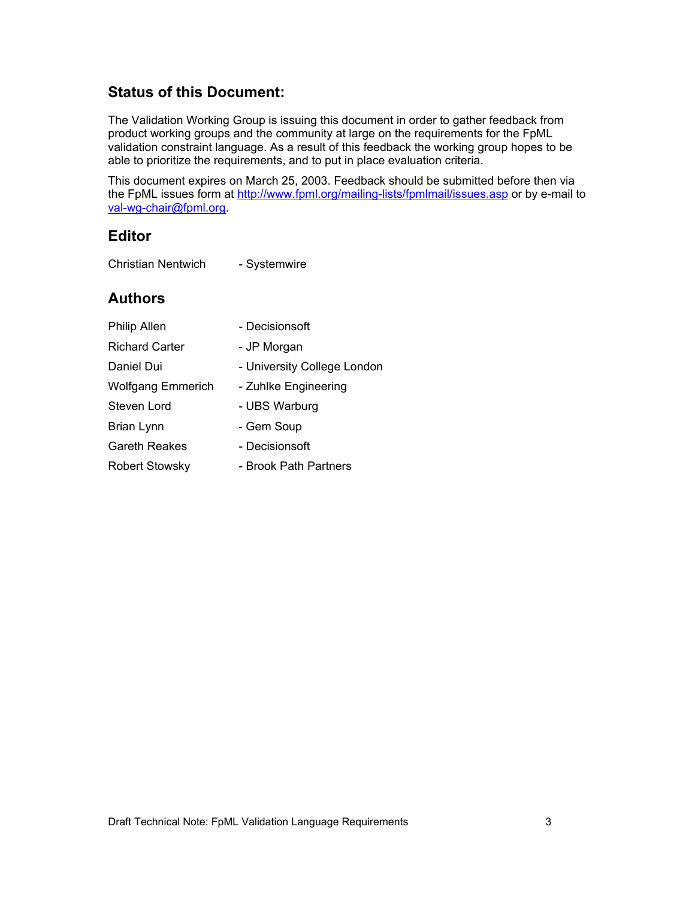## Status of this Document:

The Validation Working Group is issuing this document in order to gather feedback from product working groups and the community at large on the requirements for the FpML validation constraint language. As a result of this feedback the working group hopes to be able to prioritize the requirements, and to put in place evaluation criteria.

This document expires on March 25, 2003. Feedback should be submitted before then via the FpML issues form at [http://www.fpml.org/mailing-lists/fpmlmail/issues.asp](http://www.fpml.org/mailing-lists/fpmlmail/issues.asp) or by e-mail to [val-wg-chair@fpml.org](mailto:val-wg-chair@fpml.org).

## Editor

Christian Nentwich - Systemwire

## Authors

Philip Allen - Decisionsoft

Richard Carter - JP Morgan

Daniel Dui - University College London

Wolfgang Emmerich - Zuhlke Engineering

Steven Lord - UBS Warburg

Brian Lynn - Gem Soup

Gareth Reakes - Decisionsoft

Robert Stowsky - Brook Path Partners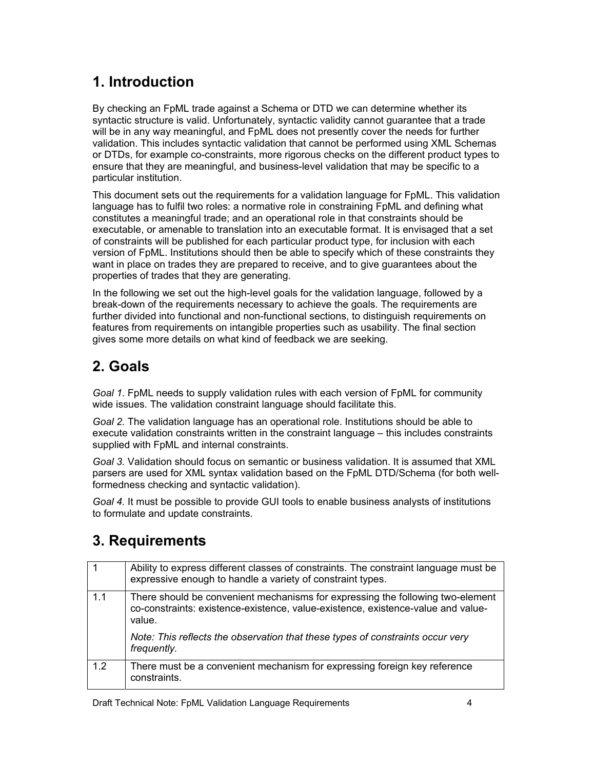## 1. Introduction

By checking an FpML trade against a Schema or DTD we can determine whether its syntactic structure is valid. Unfortunately, syntactic validity cannot guarantee that a trade will be in any way meaningful, and FpML does not presently cover the needs for further validation. This includes syntactic validation that cannot be performed using XML Schemas or DTDs, for example co-constraints, more rigorous checks on the different product types to ensure that they are meaningful, and business-level validation that may be specific to a particular institution.

This document sets out the requirements for a validation language for FpML. This validation language has to fulfil two roles: a normative role in constraining FpML and defining what constitutes a meaningful trade; and an operational role in that constraints should be executable, or amenable to translation into an executable format. It is envisaged that a set of constraints will be published for each particular product type, for inclusion with each version of FpML. Institutions should then be able to specify which of these constraints they want in place on trades they are prepared to receive, and to give guarantees about the properties of trades that they are generating.

In the following we set out the high-level goals for the validation language, followed by a break-down of the requirements necessary to achieve the goals. The requirements are further divided into functional and non-functional sections, to distinguish requirements on features from requirements on intangible properties such as usability. The final section gives some more details on what kind of feedback we are seeking.

## 2. Goals

*Goal 1.* FpML needs to supply validation rules with each version of FpML for community wide issues. The validation constraint language should facilitate this.

*Goal 2.* The validation language has an operational role. Institutions should be able to execute validation constraints written in the constraint language – this includes constraints supplied with FpML and internal constraints.

*Goal 3.* Validation should focus on semantic or business validation. It is assumed that XML parsers are used for XML syntax validation based on the FpML DTD/Schema (for both well-formedness checking and syntactic validation).

*Goal 4.* It must be possible to provide GUI tools to enable business analysts of institutions to formulate and update constraints.

## 3. Requirements

| | |
|---|---|
| 1 | Ability to express different classes of constraints. The constraint language must be expressive enough to handle a variety of constraint types. |
| 1.1 | There should be convenient mechanisms for expressing the following two-element co-constraints: existence-existence, value-existence, existence-value and value-value.<br><br>*Note: This reflects the observation that these types of constraints occur very frequently.* |
| 1.2 | There must be a convenient mechanism for expressing foreign key reference constraints. |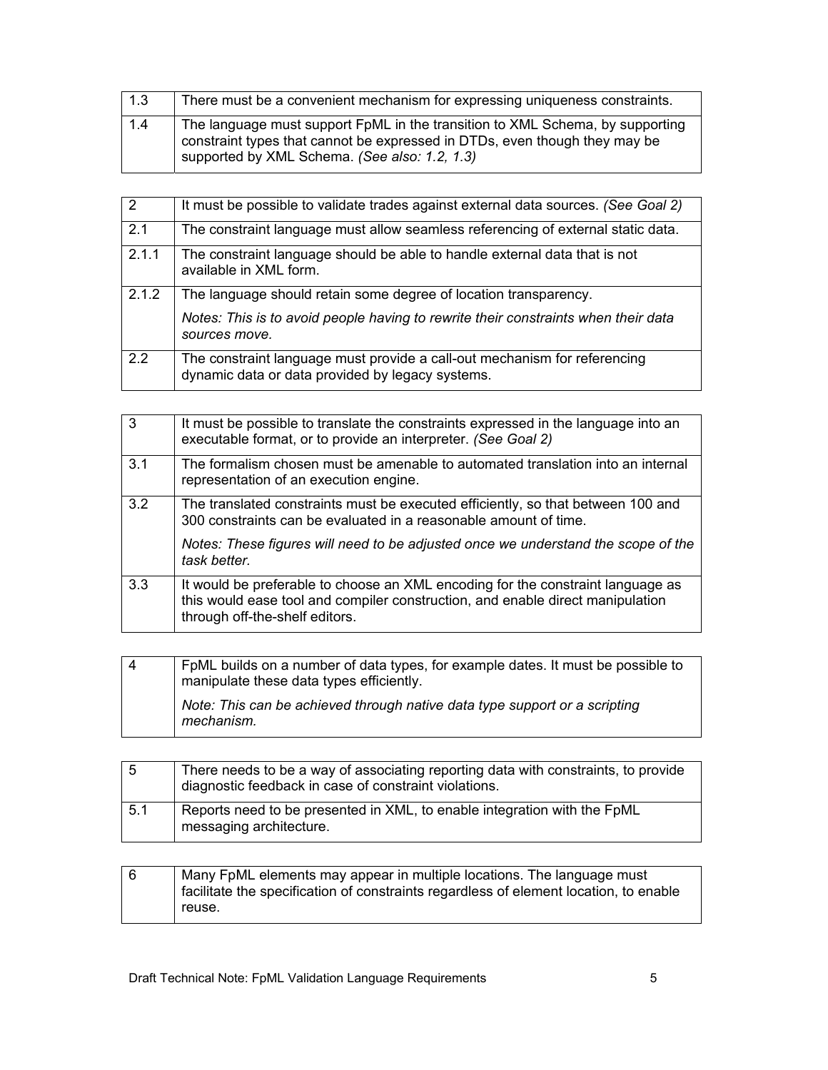| 1.3 | There must be a convenient mechanism for expressing uniqueness constraints. |
|---|---|
| 1.4 | The language must support FpML in the transition to XML Schema, by supporting constraint types that cannot be expressed in DTDs, even though they may be supported by XML Schema. *(See also: 1.2, 1.3)* |

| 2 | It must be possible to validate trades against external data sources. *(See Goal 2)* |
|---|---|
| 2.1 | The constraint language must allow seamless referencing of external static data. |
| 2.1.1 | The constraint language should be able to handle external data that is not available in XML form. |
| 2.1.2 | The language should retain some degree of location transparency. *Notes: This is to avoid people having to rewrite their constraints when their data sources move.* |
| 2.2 | The constraint language must provide a call-out mechanism for referencing dynamic data or data provided by legacy systems. |

| 3 | It must be possible to translate the constraints expressed in the language into an executable format, or to provide an interpreter. *(See Goal 2)* |
|---|---|
| 3.1 | The formalism chosen must be amenable to automated translation into an internal representation of an execution engine. |
| 3.2 | The translated constraints must be executed efficiently, so that between 100 and 300 constraints can be evaluated in a reasonable amount of time. *Notes: These figures will need to be adjusted once we understand the scope of the task better.* |
| 3.3 | It would be preferable to choose an XML encoding for the constraint language as this would ease tool and compiler construction, and enable direct manipulation through off-the-shelf editors. |

| 4 | FpML builds on a number of data types, for example dates. It must be possible to manipulate these data types efficiently. *Note: This can be achieved through native data type support or a scripting mechanism.* |
|---|---|

| 5 | There needs to be a way of associating reporting data with constraints, to provide diagnostic feedback in case of constraint violations. |
|---|---|
| 5.1 | Reports need to be presented in XML, to enable integration with the FpML messaging architecture. |

| 6 | Many FpML elements may appear in multiple locations. The language must facilitate the specification of constraints regardless of element location, to enable reuse. |
|---|---|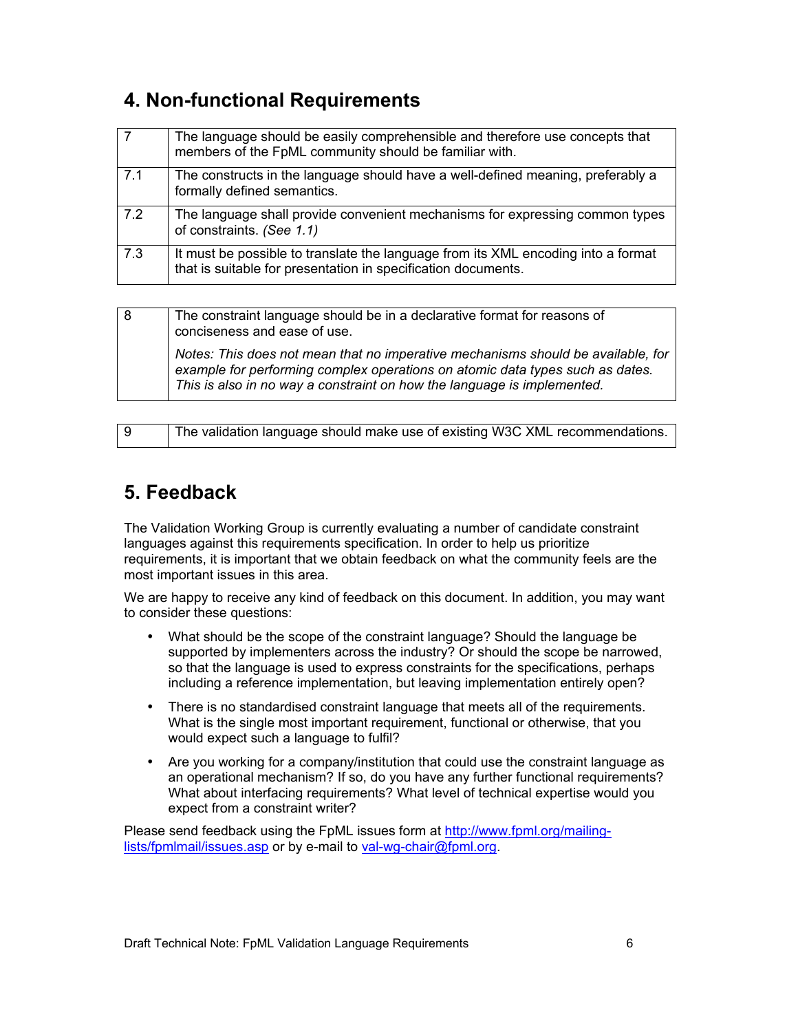## 4. Non-functional Requirements

| | |
|---|---|
| 7 | The language should be easily comprehensible and therefore use concepts that members of the FpML community should be familiar with. |
| 7.1 | The constructs in the language should have a well-defined meaning, preferably a formally defined semantics. |
| 7.2 | The language shall provide convenient mechanisms for expressing common types of constraints. *(See 1.1)* |
| 7.3 | It must be possible to translate the language from its XML encoding into a format that is suitable for presentation in specification documents. |

| | |
|---|---|
| 8 | The constraint language should be in a declarative format for reasons of conciseness and ease of use. *Notes: This does not mean that no imperative mechanisms should be available, for example for performing complex operations on atomic data types such as dates. This is also in no way a constraint on how the language is implemented.* |

| | |
|---|---|
| 9 | The validation language should make use of existing W3C XML recommendations. |

## 5. Feedback

The Validation Working Group is currently evaluating a number of candidate constraint languages against this requirements specification. In order to help us prioritize requirements, it is important that we obtain feedback on what the community feels are the most important issues in this area.

We are happy to receive any kind of feedback on this document. In addition, you may want to consider these questions:

- What should be the scope of the constraint language? Should the language be supported by implementers across the industry? Or should the scope be narrowed, so that the language is used to express constraints for the specifications, perhaps including a reference implementation, but leaving implementation entirely open?
- There is no standardised constraint language that meets all of the requirements. What is the single most important requirement, functional or otherwise, that you would expect such a language to fulfil?
- Are you working for a company/institution that could use the constraint language as an operational mechanism? If so, do you have any further functional requirements? What about interfacing requirements? What level of technical expertise would you expect from a constraint writer?

Please send feedback using the FpML issues form at [http://www.fpml.org/mailing-lists/fpmlmail/issues.asp](http://www.fpml.org/mailing-lists/fpmlmail/issues.asp) or by e-mail to [val-wg-chair@fpml.org](mailto:val-wg-chair@fpml.org).